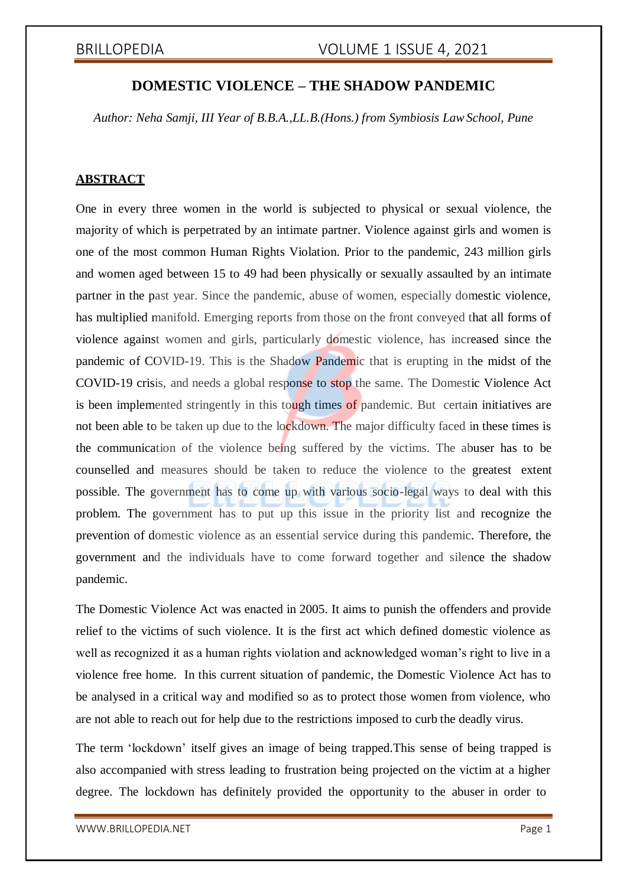# DOMESTIC VIOLENCE – THE SHADOW PANDEMIC

*Author: Neha Samji, III Year of B.B.A.,LL.B.(Hons.) from Symbiosis Law School, Pune*

## ABSTRACT

One in every three women in the world is subjected to physical or sexual violence, the majority of which is perpetrated by an intimate partner. Violence against girls and women is one of the most common Human Rights Violation. Prior to the pandemic, 243 million girls and women aged between 15 to 49 had been physically or sexually assaulted by an intimate partner in the past year. Since the pandemic, abuse of women, especially domestic violence, has multiplied manifold. Emerging reports from those on the front conveyed that all forms of violence against women and girls, particularly domestic violence, has increased since the pandemic of COVID-19. This is the Shadow Pandemic that is erupting in the midst of the COVID-19 crisis, and needs a global response to stop the same. The Domestic Violence Act is been implemented stringently in this tough times of pandemic. But certain initiatives are not been able to be taken up due to the lockdown. The major difficulty faced in these times is the communication of the violence being suffered by the victims. The abuser has to be counselled and measures should be taken to reduce the violence to the greatest extent possible. The government has to come up with various socio-legal ways to deal with this problem. The government has to put up this issue in the priority list and recognize the prevention of domestic violence as an essential service during this pandemic. Therefore, the government and the individuals have to come forward together and silence the shadow pandemic.

The Domestic Violence Act was enacted in 2005. It aims to punish the offenders and provide relief to the victims of such violence. It is the first act which defined domestic violence as well as recognized it as a human rights violation and acknowledged woman's right to live in a violence free home. In this current situation of pandemic, the Domestic Violence Act has to be analysed in a critical way and modified so as to protect those women from violence, who are not able to reach out for help due to the restrictions imposed to curb the deadly virus.

The term 'lockdown' itself gives an image of being trapped.This sense of being trapped is also accompanied with stress leading to frustration being projected on the victim at a higher degree. The lockdown has definitely provided the opportunity to the abuser in order to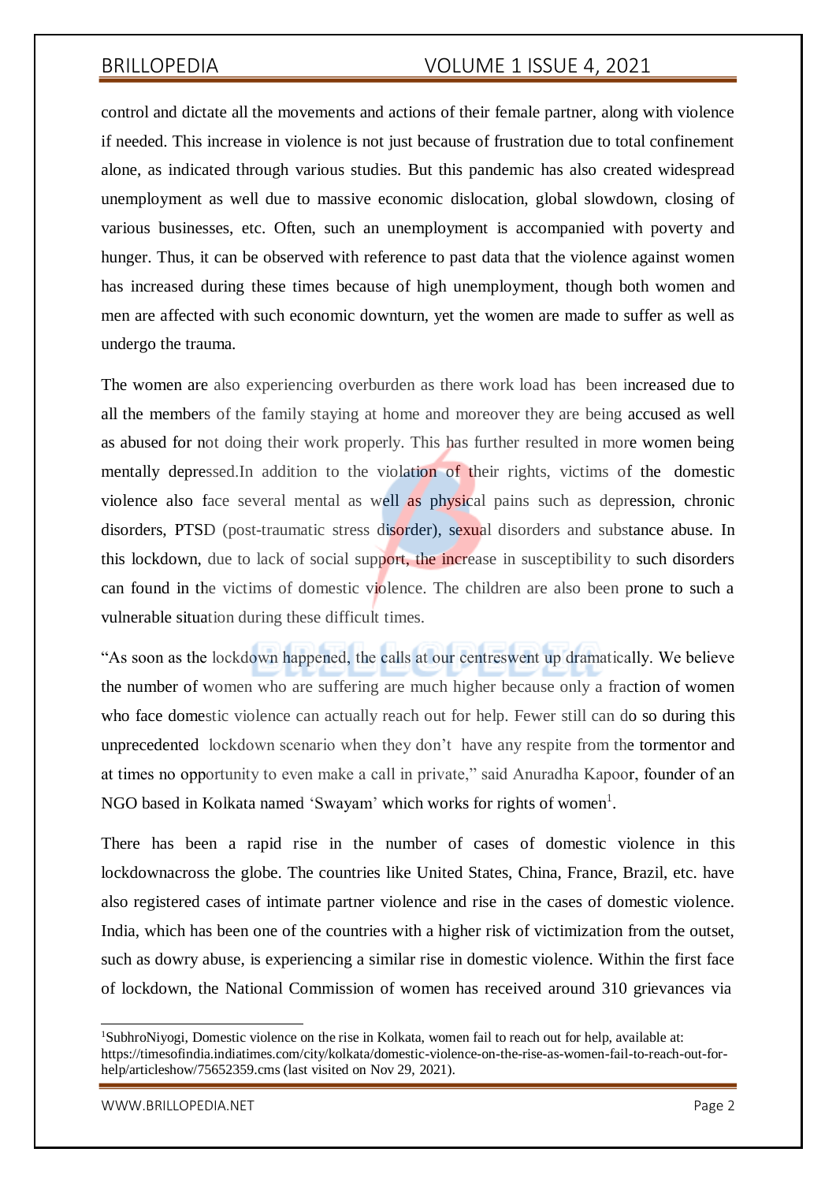control and dictate all the movements and actions of their female partner, along with violence if needed. This increase in violence is not just because of frustration due to total confinement alone, as indicated through various studies. But this pandemic has also created widespread unemployment as well due to massive economic dislocation, global slowdown, closing of various businesses, etc. Often, such an unemployment is accompanied with poverty and hunger. Thus, it can be observed with reference to past data that the violence against women has increased during these times because of high unemployment, though both women and men are affected with such economic downturn, yet the women are made to suffer as well as undergo the trauma.

The women are also experiencing overburden as there work load has been increased due to all the members of the family staying at home and moreover they are being accused as well as abused for not doing their work properly. This has further resulted in more women being mentally depressed.In addition to the violation of their rights, victims of the domestic violence also face several mental as well as physical pains such as depression, chronic disorders, PTSD (post-traumatic stress disorder), sexual disorders and substance abuse. In this lockdown, due to lack of social support, the increase in susceptibility to such disorders can found in the victims of domestic violence. The children are also been prone to such a vulnerable situation during these difficult times.

"As soon as the lockdown happened, the calls at our centreswent up dramatically. We believe the number of women who are suffering are much higher because only a fraction of women who face domestic violence can actually reach out for help. Fewer still can do so during this unprecedented lockdown scenario when they don't have any respite from the tormentor and at times no opportunity to even make a call in private," said Anuradha Kapoor, founder of an NGO based in Kolkata named 'Swayam' which works for rights of women[1].

There has been a rapid rise in the number of cases of domestic violence in this lockdownacross the globe. The countries like United States, China, France, Brazil, etc. have also registered cases of intimate partner violence and rise in the cases of domestic violence. India, which has been one of the countries with a higher risk of victimization from the outset, such as dowry abuse, is experiencing a similar rise in domestic violence. Within the first face of lockdown, the National Commission of women has received around 310 grievances via

---

[1]SubhroNiyogi, Domestic violence on the rise in Kolkata, women fail to reach out for help, available at: https://timesofindia.indiatimes.com/city/kolkata/domestic-violence-on-the-rise-as-women-fail-to-reach-out-for-help/articleshow/75652359.cms (last visited on Nov 29, 2021).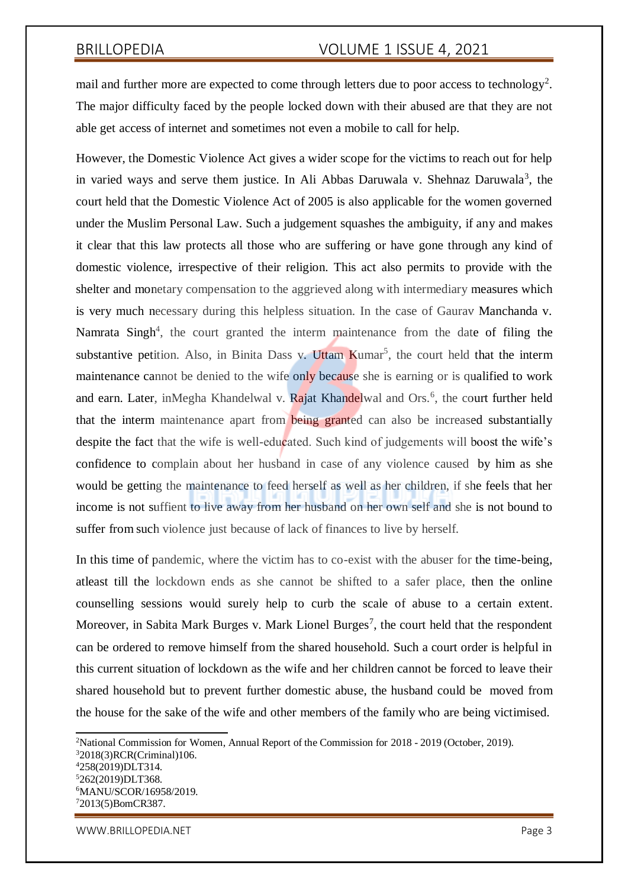mail and further more are expected to come through letters due to poor access to technology[2]. The major difficulty faced by the people locked down with their abused are that they are not able get access of internet and sometimes not even a mobile to call for help.

However, the Domestic Violence Act gives a wider scope for the victims to reach out for help in varied ways and serve them justice. In Ali Abbas Daruwala v. Shehnaz Daruwala[3], the court held that the Domestic Violence Act of 2005 is also applicable for the women governed under the Muslim Personal Law. Such a judgement squashes the ambiguity, if any and makes it clear that this law protects all those who are suffering or have gone through any kind of domestic violence, irrespective of their religion. This act also permits to provide with the shelter and monetary compensation to the aggrieved along with intermediary measures which is very much necessary during this helpless situation. In the case of Gaurav Manchanda v. Namrata Singh[4], the court granted the interm maintenance from the date of filing the substantive petition. Also, in Binita Dass v. Uttam Kumar[5], the court held that the interm maintenance cannot be denied to the wife only because she is earning or is qualified to work and earn. Later, inMegha Khandelwal v. Rajat Khandelwal and Ors.[6], the court further held that the interm maintenance apart from being granted can also be increased substantially despite the fact that the wife is well-educated. Such kind of judgements will boost the wife's confidence to complain about her husband in case of any violence caused by him as she would be getting the maintenance to feed herself as well as her children, if she feels that her income is not suffient to live away from her husband on her own self and she is not bound to suffer from such violence just because of lack of finances to live by herself.

In this time of pandemic, where the victim has to co-exist with the abuser for the time-being, atleast till the lockdown ends as she cannot be shifted to a safer place, then the online counselling sessions would surely help to curb the scale of abuse to a certain extent. Moreover, in Sabita Mark Burges v. Mark Lionel Burges[7], the court held that the respondent can be ordered to remove himself from the shared household. Such a court order is helpful in this current situation of lockdown as the wife and her children cannot be forced to leave their shared household but to prevent further domestic abuse, the husband could be moved from the house for the sake of the wife and other members of the family who are being victimised.

---

[2]National Commission for Women, Annual Report of the Commission for 2018 - 2019 (October, 2019).

[3]2018(3)RCR(Criminal)106.

[4]258(2019)DLT314.

[5]262(2019)DLT368.

[6]MANU/SCOR/16958/2019.

[7]2013(5)BomCR387.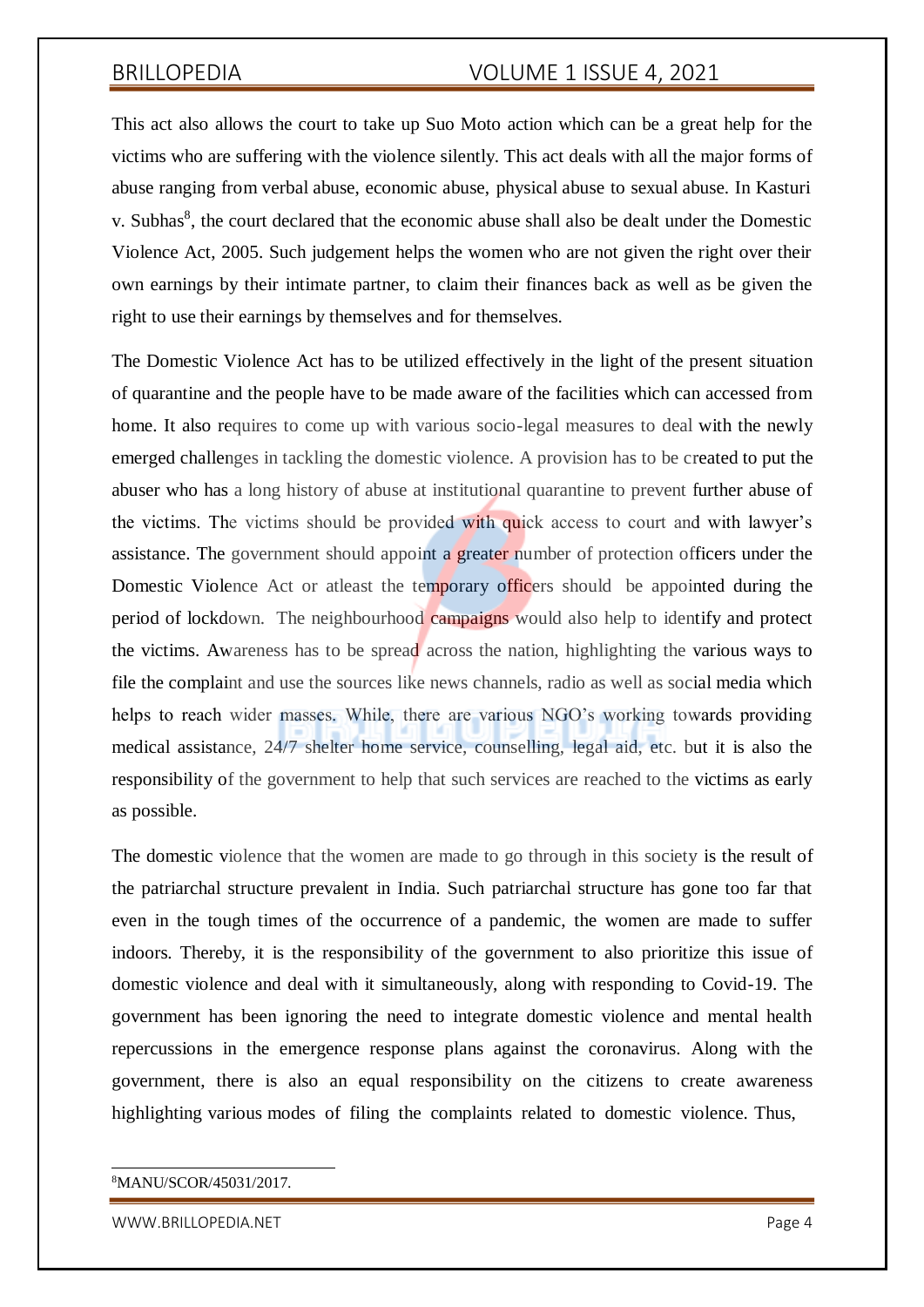This act also allows the court to take up Suo Moto action which can be a great help for the victims who are suffering with the violence silently. This act deals with all the major forms of abuse ranging from verbal abuse, economic abuse, physical abuse to sexual abuse. In Kasturi v. Subhas[8], the court declared that the economic abuse shall also be dealt under the Domestic Violence Act, 2005. Such judgement helps the women who are not given the right over their own earnings by their intimate partner, to claim their finances back as well as be given the right to use their earnings by themselves and for themselves.

The Domestic Violence Act has to be utilized effectively in the light of the present situation of quarantine and the people have to be made aware of the facilities which can accessed from home. It also requires to come up with various socio-legal measures to deal with the newly emerged challenges in tackling the domestic violence. A provision has to be created to put the abuser who has a long history of abuse at institutional quarantine to prevent further abuse of the victims. The victims should be provided with quick access to court and with lawyer's assistance. The government should appoint a greater number of protection officers under the Domestic Violence Act or atleast the temporary officers should be appointed during the period of lockdown. The neighbourhood campaigns would also help to identify and protect the victims. Awareness has to be spread across the nation, highlighting the various ways to file the complaint and use the sources like news channels, radio as well as social media which helps to reach wider masses. While, there are various NGO's working towards providing medical assistance, 24/7 shelter home service, counselling, legal aid, etc. but it is also the responsibility of the government to help that such services are reached to the victims as early as possible.

The domestic violence that the women are made to go through in this society is the result of the patriarchal structure prevalent in India. Such patriarchal structure has gone too far that even in the tough times of the occurrence of a pandemic, the women are made to suffer indoors. Thereby, it is the responsibility of the government to also prioritize this issue of domestic violence and deal with it simultaneously, along with responding to Covid-19. The government has been ignoring the need to integrate domestic violence and mental health repercussions in the emergence response plans against the coronavirus. Along with the government, there is also an equal responsibility on the citizens to create awareness highlighting various modes of filing the complaints related to domestic violence. Thus,

[8] MANU/SCOR/45031/2017.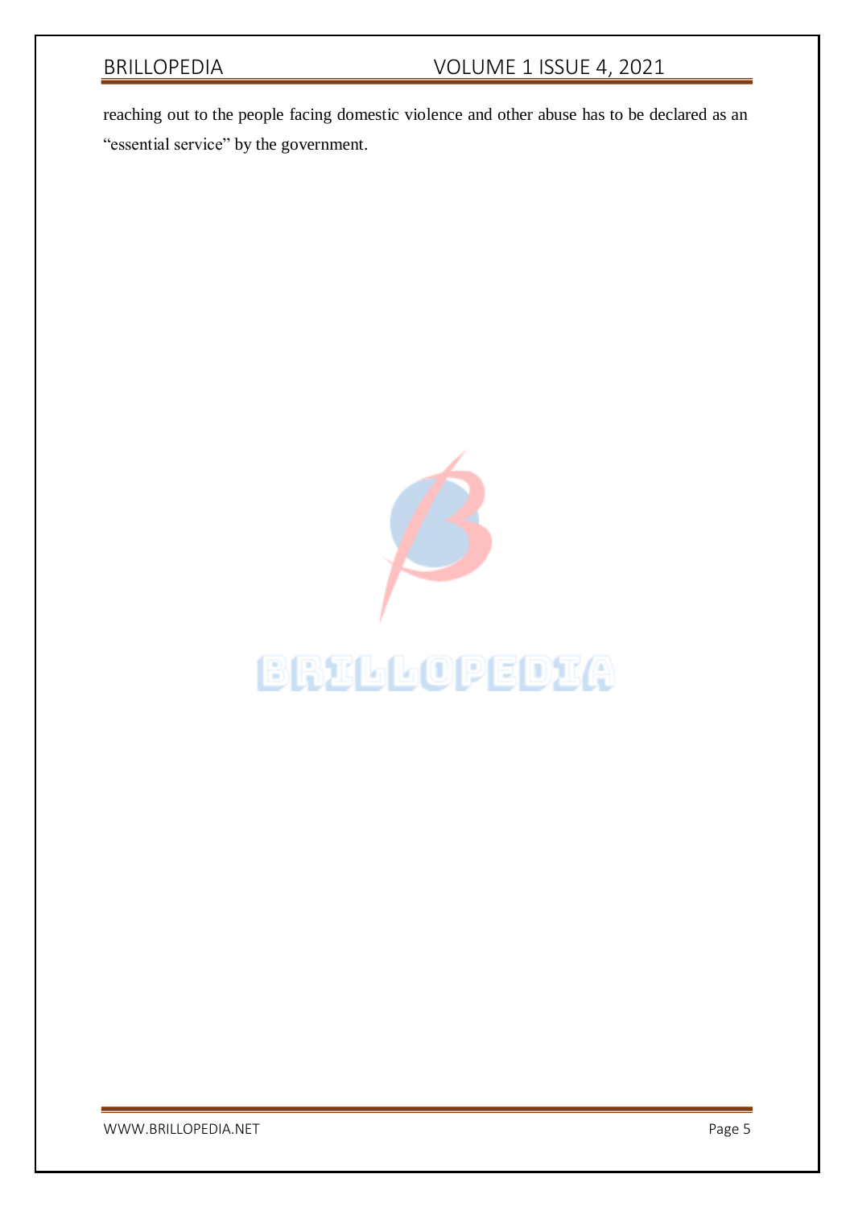reaching out to the people facing domestic violence and other abuse has to be declared as an "essential service" by the government.